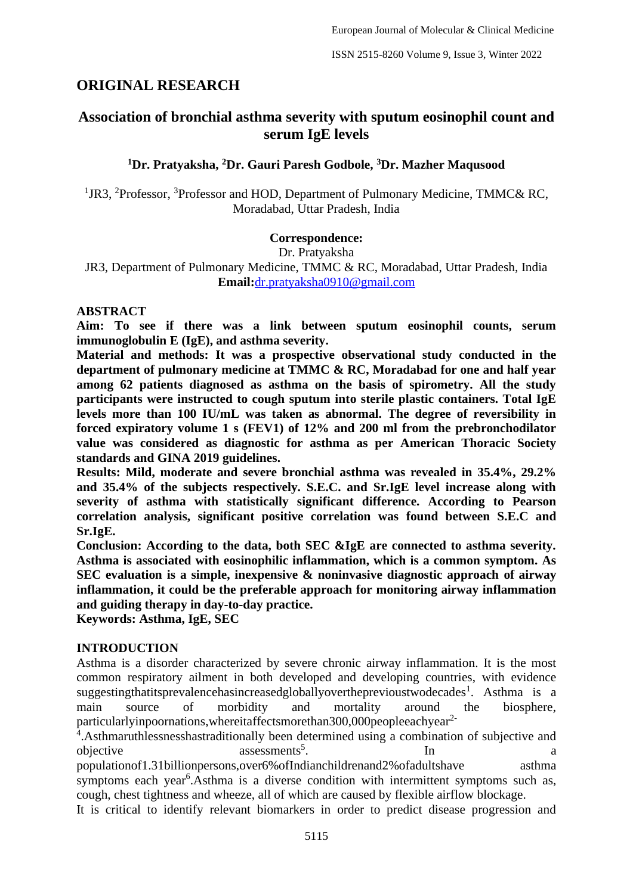## ORIGINAL RESEARCH

# Association of bronchial asthma severity with sputum eosinophil count and serum IgE levels

**[1]Dr. Pratyaksha, [2]Dr. Gauri Paresh Godbole, [3]Dr. Mazher Maqusood**

[1]JR3, [2]Professor, [3]Professor and HOD, Department of Pulmonary Medicine, TMMC& RC, Moradabad, Uttar Pradesh, India

**Correspondence:**
Dr. Pratyaksha
JR3, Department of Pulmonary Medicine, TMMC & RC, Moradabad, Uttar Pradesh, India
**Email:**dr.pratyaksha0910@gmail.com

### ABSTRACT

**Aim: To see if there was a link between sputum eosinophil counts, serum immunoglobulin E (IgE), and asthma severity.**

**Material and methods: It was a prospective observational study conducted in the department of pulmonary medicine at TMMC & RC, Moradabad for one and half year among 62 patients diagnosed as asthma on the basis of spirometry. All the study participants were instructed to cough sputum into sterile plastic containers. Total IgE levels more than 100 IU/mL was taken as abnormal. The degree of reversibility in forced expiratory volume 1 s (FEV1) of 12% and 200 ml from the prebronchodilator value was considered as diagnostic for asthma as per American Thoracic Society standards and GINA 2019 guidelines.**

**Results: Mild, moderate and severe bronchial asthma was revealed in 35.4%, 29.2% and 35.4% of the subjects respectively. S.E.C. and Sr.IgE level increase along with severity of asthma with statistically significant difference. According to Pearson correlation analysis, significant positive correlation was found between S.E.C and Sr.IgE.**

**Conclusion: According to the data, both SEC &IgE are connected to asthma severity. Asthma is associated with eosinophilic inflammation, which is a common symptom. As SEC evaluation is a simple, inexpensive & noninvasive diagnostic approach of airway inflammation, it could be the preferable approach for monitoring airway inflammation and guiding therapy in day-to-day practice.**

**Keywords: Asthma, IgE, SEC**

### INTRODUCTION

Asthma is a disorder characterized by severe chronic airway inflammation. It is the most common respiratory ailment in both developed and developing countries, with evidence suggestingthatitsprevalencehasincreasedgloballyoverthepreviostwodecades[1]. Asthma is a main source of morbidity and mortality around the biosphere, particularlyinpoornations,whereitaffectsmorethan300,000peopleeachyear[2-4].Asthmaruthlessnesshastraditionally been determined using a combination of subjective and objective assessments[5]. In a populationof1.31billionpersons,over6%ofIndianchildrenand2%ofadultshave asthma symptoms each year[6].Asthma is a diverse condition with intermittent symptoms such as, cough, chest tightness and wheeze, all of which are caused by flexible airflow blockage.

It is critical to identify relevant biomarkers in order to predict disease progression and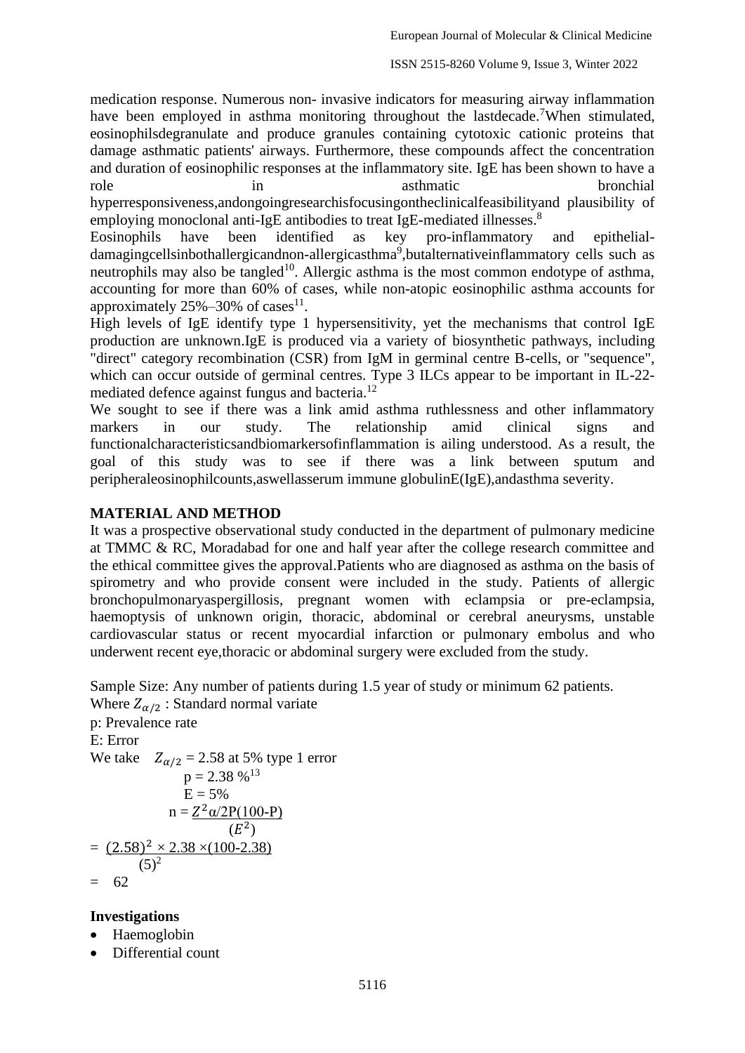medication response. Numerous non- invasive indicators for measuring airway inflammation have been employed in asthma monitoring throughout the lastdecade.[7]When stimulated, eosinophilsdegranulate and produce granules containing cytotoxic cationic proteins that damage asthmatic patients' airways. Furthermore, these compounds affect the concentration and duration of eosinophilic responses at the inflammatory site. IgE has been shown to have a role in asthmatic bronchial hyperresponsiveness,andongoingresearchisfocusingontheclinicalfeasibilityand plausibility of employing monoclonal anti-IgE antibodies to treat IgE-mediated illnesses.[8]

Eosinophils have been identified as key pro-inflammatory and epithelial-damagingcellsinbothallergicandnon-allergicasthma[9],butalternativeinflammatory cells such as neutrophils may also be tangled[10]. Allergic asthma is the most common endotype of asthma, accounting for more than 60% of cases, while non-atopic eosinophilic asthma accounts for approximately 25%–30% of cases[11].

High levels of IgE identify type 1 hypersensitivity, yet the mechanisms that control IgE production are unknown.IgE is produced via a variety of biosynthetic pathways, including "direct" category recombination (CSR) from IgM in germinal centre B-cells, or "sequence", which can occur outside of germinal centres. Type 3 ILCs appear to be important in IL-22-mediated defence against fungus and bacteria.[12]

We sought to see if there was a link amid asthma ruthlessness and other inflammatory markers in our study. The relationship amid clinical signs and functionalcharacteristicsandbiomarkersofinflammation is ailing understood. As a result, the goal of this study was to see if there was a link between sputum and peripheraleosinophilcounts,aswellasserum immune globulinE(IgE),andasthma severity.

## MATERIAL AND METHOD

It was a prospective observational study conducted in the department of pulmonary medicine at TMMC & RC, Moradabad for one and half year after the college research committee and the ethical committee gives the approval.Patients who are diagnosed as asthma on the basis of spirometry and who provide consent were included in the study. Patients of allergic bronchopulmonaryaspergillosis, pregnant women with eclampsia or pre-eclampsia, haemoptysis of unknown origin, thoracic, abdominal or cerebral aneurysms, unstable cardiovascular status or recent myocardial infarction or pulmonary embolus and who underwent recent eye,thoracic or abdominal surgery were excluded from the study.

Sample Size: Any number of patients during 1.5 year of study or minimum 62 patients.

Where $Z_{\alpha/2}$ : Standard normal variate

p: Prevalence rate

E: Error

We take $Z_{\alpha/2}$ = 2.58 at 5% type 1 error

p = 2.38 %[13]

E = 5%

$$n = \frac{Z^2\alpha/2P(100-P)}{(E^2)}$$

$$= \frac{(2.58)^2 \times 2.38 \times (100-2.38)}{(5)^2}$$

$$= 62$$

### Investigations

- Haemoglobin
- Differential count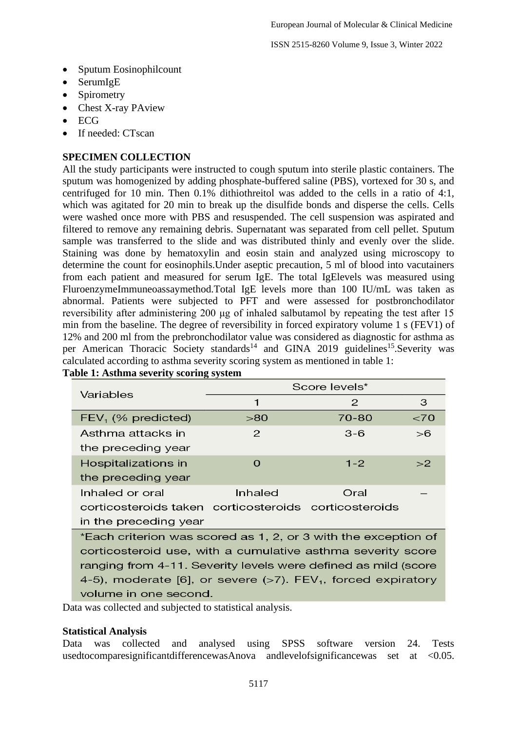- Sputum Eosinophilcount
- SerumIgE
- Spirometry
- Chest X-ray PAview
- ECG
- If needed: CTscan

**SPECIMEN COLLECTION**

All the study participants were instructed to cough sputum into sterile plastic containers. The sputum was homogenized by adding phosphate-buffered saline (PBS), vortexed for 30 s, and centrifuged for 10 min. Then 0.1% dithiothreitol was added to the cells in a ratio of 4:1, which was agitated for 20 min to break up the disulfide bonds and disperse the cells. Cells were washed once more with PBS and resuspended. The cell suspension was aspirated and filtered to remove any remaining debris. Supernatant was separated from cell pellet. Sputum sample was transferred to the slide and was distributed thinly and evenly over the slide. Staining was done by hematoxylin and eosin stain and analyzed using microscopy to determine the count for eosinophils.Under aseptic precaution, 5 ml of blood into vacutainers from each patient and measured for serum IgE. The total IgElevels was measured using FluroenzymeImmuneoassaymethod.Total IgE levels more than 100 IU/mL was taken as abnormal. Patients were subjected to PFT and were assessed for postbronchodilator reversibility after administering 200 μg of inhaled salbutamol by repeating the test after 15 min from the baseline. The degree of reversibility in forced expiratory volume 1 s (FEV1) of 12% and 200 ml from the prebronchodilator value was considered as diagnostic for asthma as per American Thoracic Society standards[14] and GINA 2019 guidelines[15].Severity was calculated according to asthma severity scoring system as mentioned in table 1:

**Table 1: Asthma severity scoring system**

| Variables | Score levels* | | |
|---|---|---|---|
| | 1 | 2 | 3 |
| $FEV_1$ (% predicted) | >80 | 70-80 | <70 |
| Asthma attacks in the preceding year | 2 | 3-6 | >6 |
| Hospitalizations in the preceding year | 0 | 1-2 | >2 |
| Inhaled or oral corticosteroids taken in the preceding year | Inhaled corticosteroids | Oral corticosteroids | – |

*Each criterion was scored as 1, 2, or 3 with the exception of corticosteroid use, with a cumulative asthma severity score ranging from 4-11. Severity levels were defined as mild (score 4-5), moderate [6], or severe (>7). $FEV_1$, forced expiratory volume in one second.

Data was collected and subjected to statistical analysis.

**Statistical Analysis**

Data was collected and analysed using SPSS software version 24. Tests usedtocomparesignificantdifferencewasAnova andlevelofsignificancewas set at <0.05.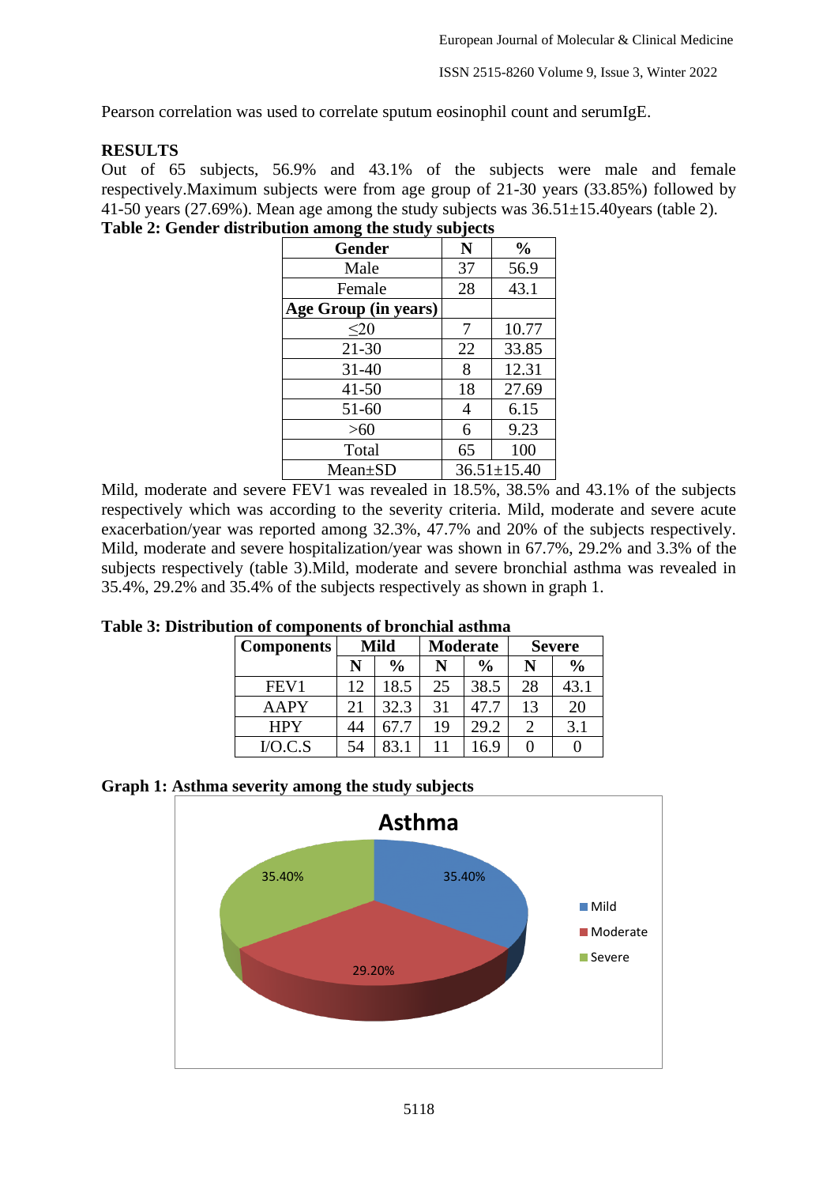Pearson correlation was used to correlate sputum eosinophil count and serumIgE.

**RESULTS**

Out of 65 subjects, 56.9% and 43.1% of the subjects were male and female respectively.Maximum subjects were from age group of 21-30 years (33.85%) followed by 41-50 years (27.69%). Mean age among the study subjects was 36.51±15.40years (table 2).

**Table 2: Gender distribution among the study subjects**

| Gender | N | % |
|---|---|---|
| Male | 37 | 56.9 |
| Female | 28 | 43.1 |
| **Age Group (in years)** | | |
| ≤20 | 7 | 10.77 |
| 21-30 | 22 | 33.85 |
| 31-40 | 8 | 12.31 |
| 41-50 | 18 | 27.69 |
| 51-60 | 4 | 6.15 |
| >60 | 6 | 9.23 |
| Total | 65 | 100 |
| Mean±SD | 36.51±15.40 | |

Mild, moderate and severe FEV1 was revealed in 18.5%, 38.5% and 43.1% of the subjects respectively which was according to the severity criteria. Mild, moderate and severe acute exacerbation/year was reported among 32.3%, 47.7% and 20% of the subjects respectively. Mild, moderate and severe hospitalization/year was shown in 67.7%, 29.2% and 3.3% of the subjects respectively (table 3).Mild, moderate and severe bronchial asthma was revealed in 35.4%, 29.2% and 35.4% of the subjects respectively as shown in graph 1.

**Table 3: Distribution of components of bronchial asthma**

| Components | Mild | | Moderate | | Severe | |
|---|---|---|---|---|---|---|
| | N | % | N | % | N | % |
| FEV1 | 12 | 18.5 | 25 | 38.5 | 28 | 43.1 |
| AAPY | 21 | 32.3 | 31 | 47.7 | 13 | 20 |
| HPY | 44 | 67.7 | 19 | 29.2 | 2 | 3.1 |
| I/O.C.S | 54 | 83.1 | 11 | 16.9 | 0 | 0 |

**Graph 1: Asthma severity among the study subjects**

Asthma

35.40%

35.40%

29.20%

Mild

Moderate

Severe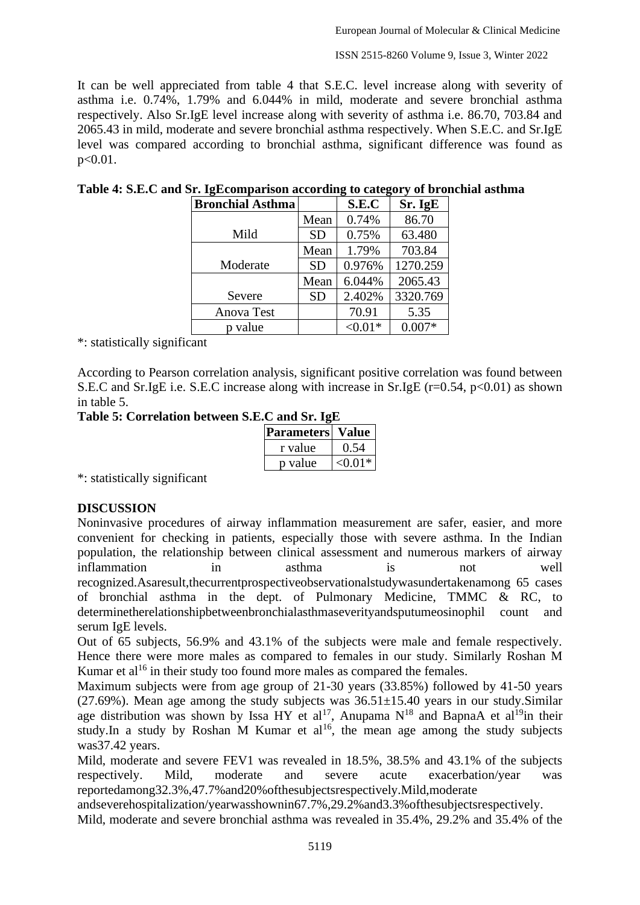It can be well appreciated from table 4 that S.E.C. level increase along with severity of asthma i.e. 0.74%, 1.79% and 6.044% in mild, moderate and severe bronchial asthma respectively. Also Sr.IgE level increase along with severity of asthma i.e. 86.70, 703.84 and 2065.43 in mild, moderate and severe bronchial asthma respectively. When S.E.C. and Sr.IgE level was compared according to bronchial asthma, significant difference was found as $p<0.01$.

**Table 4: S.E.C and Sr. IgEcomparison according to category of bronchial asthma**

| Bronchial Asthma | | S.E.C | Sr. IgE |
|---|---|---|---|
| Mild | Mean | 0.74% | 86.70 |
| | SD | 0.75% | 63.480 |
| Moderate | Mean | 1.79% | 703.84 |
| | SD | 0.976% | 1270.259 |
| Severe | Mean | 6.044% | 2065.43 |
| | SD | 2.402% | 3320.769 |
| Anova Test | | 70.91 | 5.35 |
| p value | | <0.01* | 0.007* |

*: statistically significant

According to Pearson correlation analysis, significant positive correlation was found between S.E.C and Sr.IgE i.e. S.E.C increase along with increase in Sr.IgE ($r=0.54$, $p<0.01$) as shown in table 5.

**Table 5: Correlation between S.E.C and Sr. IgE**

| Parameters | Value |
|---|---|
| r value | 0.54 |
| p value | <0.01* |

*: statistically significant

## DISCUSSION

Noninvasive procedures of airway inflammation measurement are safer, easier, and more convenient for checking in patients, especially those with severe asthma. In the Indian population, the relationship between clinical assessment and numerous markers of airway inflammation in asthma is not well recognized.Asaresult,thecurrentprospectiveobservationalstudywasundertakenamong 65 cases of bronchial asthma in the dept. of Pulmonary Medicine, TMMC & RC, to determinetherelationshipbetweenbronchialasthmaseverityandsputumeosinophil count and serum IgE levels.

Out of 65 subjects, 56.9% and 43.1% of the subjects were male and female respectively. Hence there were more males as compared to females in our study. Similarly Roshan M Kumar et al[16] in their study too found more males as compared the females.

Maximum subjects were from age group of 21-30 years (33.85%) followed by 41-50 years (27.69%). Mean age among the study subjects was 36.51±15.40 years in our study.Similar age distribution was shown by Issa HY et al[17], Anupama N[18] and BapnaA et al[19]in their study.In a study by Roshan M Kumar et al[16], the mean age among the study subjects was37.42 years.

Mild, moderate and severe FEV1 was revealed in 18.5%, 38.5% and 43.1% of the subjects respectively. Mild, moderate and severe acute exacerbation/year was reportedamong32.3%,47.7%and20%ofthesubjectsrespectively.Mild,moderate andseverehospitalization/yearwasshownin67.7%,29.2%and3.3%ofthesubjectsrespectively.

Mild, moderate and severe bronchial asthma was revealed in 35.4%, 29.2% and 35.4% of the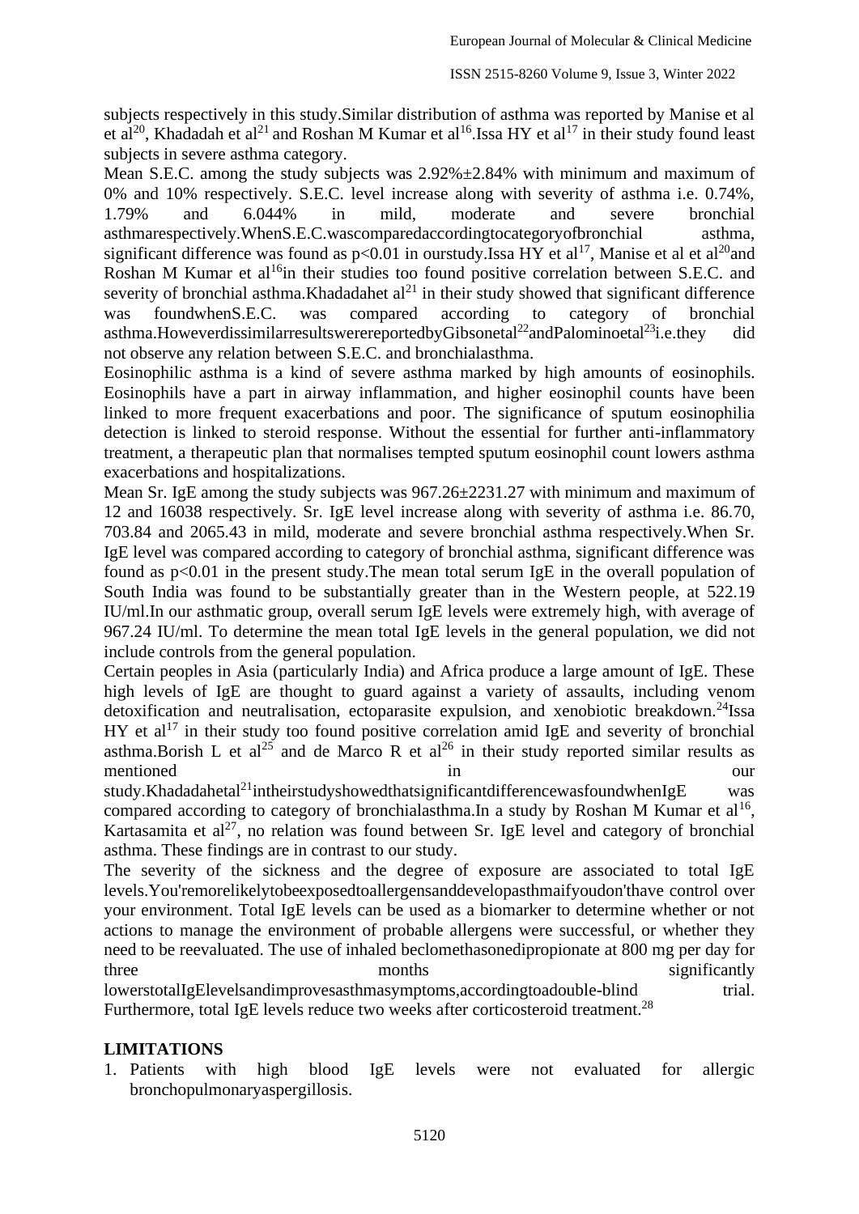subjects respectively in this study.Similar distribution of asthma was reported by Manise et al et al[20], Khadadah et al[21] and Roshan M Kumar et al[16].Issa HY et al[17] in their study found least subjects in severe asthma category.

Mean S.E.C. among the study subjects was 2.92%±2.84% with minimum and maximum of 0% and 10% respectively. S.E.C. level increase along with severity of asthma i.e. 0.74%, 1.79% and 6.044% in mild, moderate and severe bronchial asthmarespectively.WhenS.E.C.wascomparedaccordingtocategoryofbronchial asthma, significant difference was found as p<0.01 in ourstudy.Issa HY et al[17], Manise et al et al[20]and Roshan M Kumar et al[16]in their studies too found positive correlation between S.E.C. and severity of bronchial asthma.Khadadahet al[21] in their study showed that significant difference was foundwhenS.E.C. was compared according to category of bronchial asthma.HoweverdissimilarresultswerereportedbyGibsonetal[22]andPalominoetal[23]i.e.they did not observe any relation between S.E.C. and bronchialasthma.

Eosinophilic asthma is a kind of severe asthma marked by high amounts of eosinophils. Eosinophils have a part in airway inflammation, and higher eosinophil counts have been linked to more frequent exacerbations and poor. The significance of sputum eosinophilia detection is linked to steroid response. Without the essential for further anti-inflammatory treatment, a therapeutic plan that normalises tempted sputum eosinophil count lowers asthma exacerbations and hospitalizations.

Mean Sr. IgE among the study subjects was 967.26±2231.27 with minimum and maximum of 12 and 16038 respectively. Sr. IgE level increase along with severity of asthma i.e. 86.70, 703.84 and 2065.43 in mild, moderate and severe bronchial asthma respectively.When Sr. IgE level was compared according to category of bronchial asthma, significant difference was found as p<0.01 in the present study.The mean total serum IgE in the overall population of South India was found to be substantially greater than in the Western people, at 522.19 IU/ml.In our asthmatic group, overall serum IgE levels were extremely high, with average of 967.24 IU/ml. To determine the mean total IgE levels in the general population, we did not include controls from the general population.

Certain peoples in Asia (particularly India) and Africa produce a large amount of IgE. These high levels of IgE are thought to guard against a variety of assaults, including venom detoxification and neutralisation, ectoparasite expulsion, and xenobiotic breakdown.[24]Issa HY et al[17] in their study too found positive correlation amid IgE and severity of bronchial asthma.Borish L et al[25] and de Marco R et al[26] in their study reported similar results as mentioned in our study.Khadadahetal[21]intheirstudyshowedthatsignificantdifferencewasfoundwhenIgE was compared according to category of bronchialasthma.In a study by Roshan M Kumar et al[16], Kartasamita et al[27], no relation was found between Sr. IgE level and category of bronchial asthma. These findings are in contrast to our study.

The severity of the sickness and the degree of exposure are associated to total IgE levels.You'remorelikelytobeexposedtoallergensanddevelopasthmaifyoudon'thave control over your environment. Total IgE levels can be used as a biomarker to determine whether or not actions to manage the environment of probable allergens were successful, or whether they need to be reevaluated. The use of inhaled beclomethasonedipropionate at 800 mg per day for three months significantly lowerstotalIgElevelsandimprovesasthmasymptoms,accordingtoadouble-blind trial. Furthermore, total IgE levels reduce two weeks after corticosteroid treatment.[28]

## LIMITATIONS

1. Patients with high blood IgE levels were not evaluated for allergic bronchopulmonaryaspergillosis.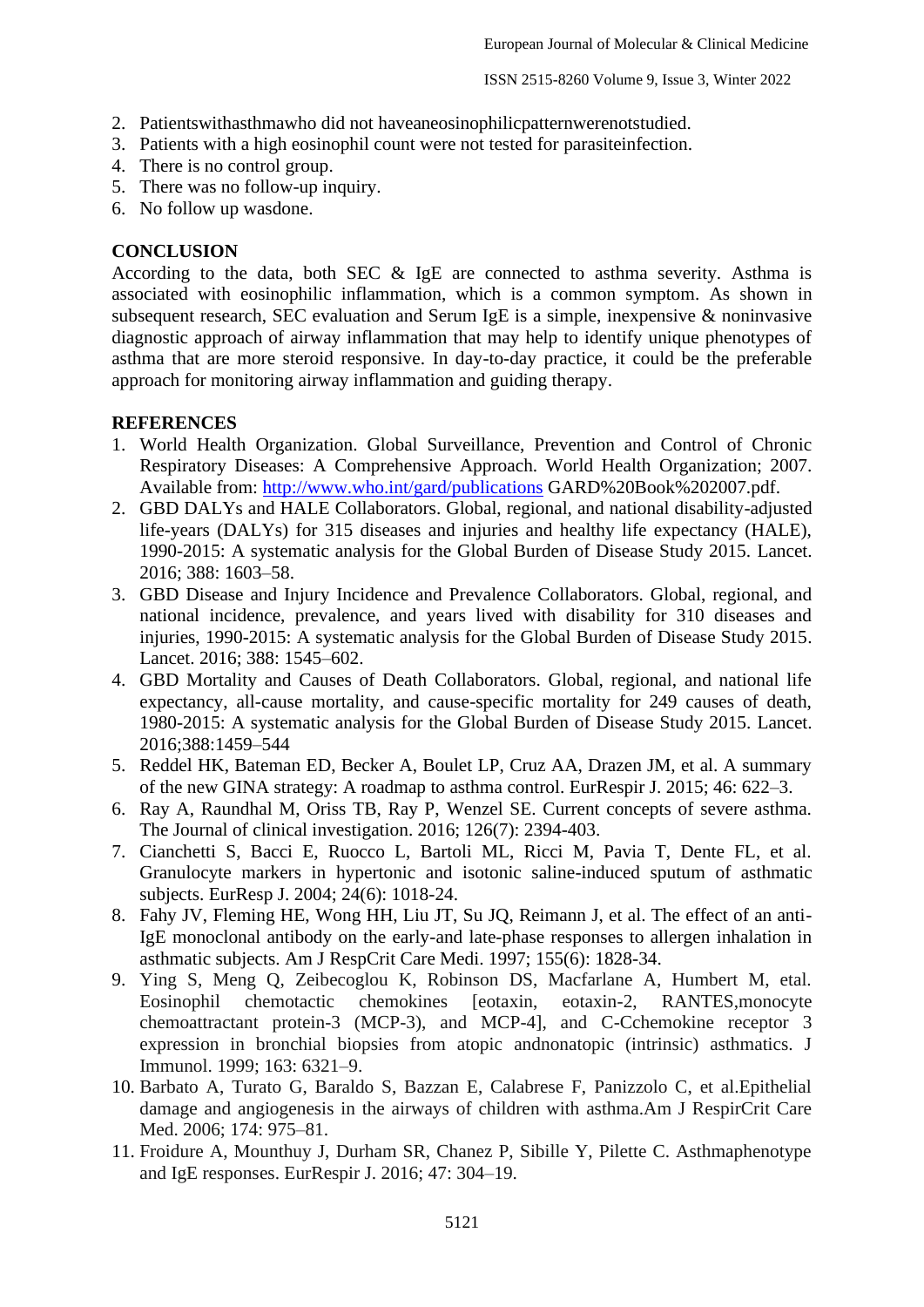2. Patientswithasthmawho did not haveaneosinophilicpatternwerenotstudied.
3. Patients with a high eosinophil count were not tested for parasiteinfection.
4. There is no control group.
5. There was no follow-up inquiry.
6. No follow up wasdone.

## CONCLUSION

According to the data, both SEC & IgE are connected to asthma severity. Asthma is associated with eosinophilic inflammation, which is a common symptom. As shown in subsequent research, SEC evaluation and Serum IgE is a simple, inexpensive & noninvasive diagnostic approach of airway inflammation that may help to identify unique phenotypes of asthma that are more steroid responsive. In day-to-day practice, it could be the preferable approach for monitoring airway inflammation and guiding therapy.

## REFERENCES

1. World Health Organization. Global Surveillance, Prevention and Control of Chronic Respiratory Diseases: A Comprehensive Approach. World Health Organization; 2007. Available from: http://www.who.int/gard/publications GARD%20Book%202007.pdf.
2. GBD DALYs and HALE Collaborators. Global, regional, and national disability-adjusted life-years (DALYs) for 315 diseases and injuries and healthy life expectancy (HALE), 1990-2015: A systematic analysis for the Global Burden of Disease Study 2015. Lancet. 2016; 388: 1603–58.
3. GBD Disease and Injury Incidence and Prevalence Collaborators. Global, regional, and national incidence, prevalence, and years lived with disability for 310 diseases and injuries, 1990-2015: A systematic analysis for the Global Burden of Disease Study 2015. Lancet. 2016; 388: 1545–602.
4. GBD Mortality and Causes of Death Collaborators. Global, regional, and national life expectancy, all-cause mortality, and cause-specific mortality for 249 causes of death, 1980-2015: A systematic analysis for the Global Burden of Disease Study 2015. Lancet. 2016;388:1459–544
5. Reddel HK, Bateman ED, Becker A, Boulet LP, Cruz AA, Drazen JM, et al. A summary of the new GINA strategy: A roadmap to asthma control. EurRespir J. 2015; 46: 622–3.
6. Ray A, Raundhal M, Oriss TB, Ray P, Wenzel SE. Current concepts of severe asthma. The Journal of clinical investigation. 2016; 126(7): 2394-403.
7. Cianchetti S, Bacci E, Ruocco L, Bartoli ML, Ricci M, Pavia T, Dente FL, et al. Granulocyte markers in hypertonic and isotonic saline-induced sputum of asthmatic subjects. EurResp J. 2004; 24(6): 1018-24.
8. Fahy JV, Fleming HE, Wong HH, Liu JT, Su JQ, Reimann J, et al. The effect of an anti-IgE monoclonal antibody on the early-and late-phase responses to allergen inhalation in asthmatic subjects. Am J RespCrit Care Medi. 1997; 155(6): 1828-34.
9. Ying S, Meng Q, Zeibecoglou K, Robinson DS, Macfarlane A, Humbert M, etal. Eosinophil chemotactic chemokines [eotaxin, eotaxin-2, RANTES,monocyte chemoattractant protein-3 (MCP-3), and MCP-4], and C-Cchemokine receptor 3 expression in bronchial biopsies from atopic andnonatopic (intrinsic) asthmatics. J Immunol. 1999; 163: 6321–9.
10. Barbato A, Turato G, Baraldo S, Bazzan E, Calabrese F, Panizzolo C, et al.Epithelial damage and angiogenesis in the airways of children with asthma.Am J RespirCrit Care Med. 2006; 174: 975–81.
11. Froidure A, Mounthuy J, Durham SR, Chanez P, Sibille Y, Pilette C. Asthmaphenotype and IgE responses. EurRespir J. 2016; 47: 304–19.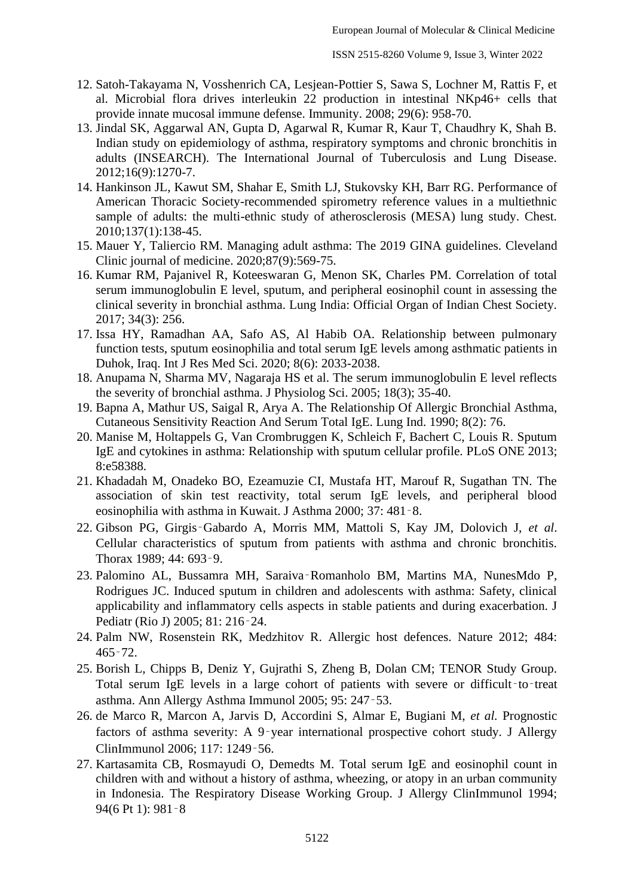12. Satoh-Takayama N, Vosshenrich CA, Lesjean-Pottier S, Sawa S, Lochner M, Rattis F, et al. Microbial flora drives interleukin 22 production in intestinal NKp46+ cells that provide innate mucosal immune defense. Immunity. 2008; 29(6): 958-70.
13. Jindal SK, Aggarwal AN, Gupta D, Agarwal R, Kumar R, Kaur T, Chaudhry K, Shah B. Indian study on epidemiology of asthma, respiratory symptoms and chronic bronchitis in adults (INSEARCH). The International Journal of Tuberculosis and Lung Disease. 2012;16(9):1270-7.
14. Hankinson JL, Kawut SM, Shahar E, Smith LJ, Stukovsky KH, Barr RG. Performance of American Thoracic Society-recommended spirometry reference values in a multiethnic sample of adults: the multi-ethnic study of atherosclerosis (MESA) lung study. Chest. 2010;137(1):138-45.
15. Mauer Y, Taliercio RM. Managing adult asthma: The 2019 GINA guidelines. Cleveland Clinic journal of medicine. 2020;87(9):569-75.
16. Kumar RM, Pajanivel R, Koteeswaran G, Menon SK, Charles PM. Correlation of total serum immunoglobulin E level, sputum, and peripheral eosinophil count in assessing the clinical severity in bronchial asthma. Lung India: Official Organ of Indian Chest Society. 2017; 34(3): 256.
17. Issa HY, Ramadhan AA, Safo AS, Al Habib OA. Relationship between pulmonary function tests, sputum eosinophilia and total serum IgE levels among asthmatic patients in Duhok, Iraq. Int J Res Med Sci. 2020; 8(6): 2033-2038.
18. Anupama N, Sharma MV, Nagaraja HS et al. The serum immunoglobulin E level reflects the severity of bronchial asthma. J Physiolog Sci. 2005; 18(3); 35-40.
19. Bapna A, Mathur US, Saigal R, Arya A. The Relationship Of Allergic Bronchial Asthma, Cutaneous Sensitivity Reaction And Serum Total IgE. Lung Ind. 1990; 8(2): 76.
20. Manise M, Holtappels G, Van Crombruggen K, Schleich F, Bachert C, Louis R. Sputum IgE and cytokines in asthma: Relationship with sputum cellular profile. PLoS ONE 2013; 8:e58388.
21. Khadadah M, Onadeko BO, Ezeamuzie CI, Mustafa HT, Marouf R, Sugathan TN. The association of skin test reactivity, total serum IgE levels, and peripheral blood eosinophilia with asthma in Kuwait. J Asthma 2000; 37: 481‑8.
22. Gibson PG, Girgis‑Gabardo A, Morris MM, Mattoli S, Kay JM, Dolovich J, *et al*. Cellular characteristics of sputum from patients with asthma and chronic bronchitis. Thorax 1989; 44: 693‑9.
23. Palomino AL, Bussamra MH, Saraiva‑Romanholo BM, Martins MA, NunesMdo P, Rodrigues JC. Induced sputum in children and adolescents with asthma: Safety, clinical applicability and inflammatory cells aspects in stable patients and during exacerbation. J Pediatr (Rio J) 2005; 81: 216‑24.
24. Palm NW, Rosenstein RK, Medzhitov R. Allergic host defences. Nature 2012; 484: 465‑72.
25. Borish L, Chipps B, Deniz Y, Gujrathi S, Zheng B, Dolan CM; TENOR Study Group. Total serum IgE levels in a large cohort of patients with severe or difficult‑to‑treat asthma. Ann Allergy Asthma Immunol 2005; 95: 247‑53.
26. de Marco R, Marcon A, Jarvis D, Accordini S, Almar E, Bugiani M, *et al.* Prognostic factors of asthma severity: A 9‑year international prospective cohort study. J Allergy ClinImmunol 2006; 117: 1249‑56.
27. Kartasamita CB, Rosmayudi O, Demedts M. Total serum IgE and eosinophil count in children with and without a history of asthma, wheezing, or atopy in an urban community in Indonesia. The Respiratory Disease Working Group. J Allergy ClinImmunol 1994; 94(6 Pt 1): 981‑8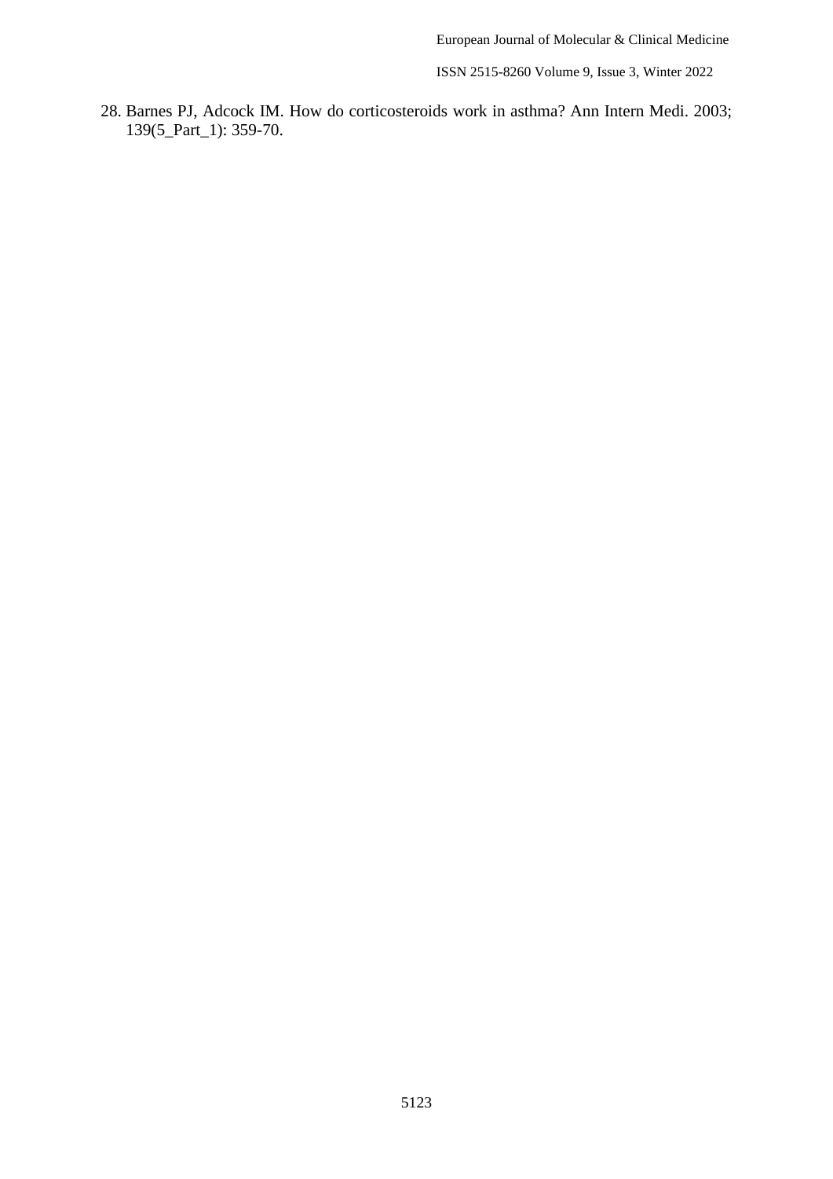28. Barnes PJ, Adcock IM. How do corticosteroids work in asthma? Ann Intern Medi. 2003; 139(5_Part_1): 359-70.